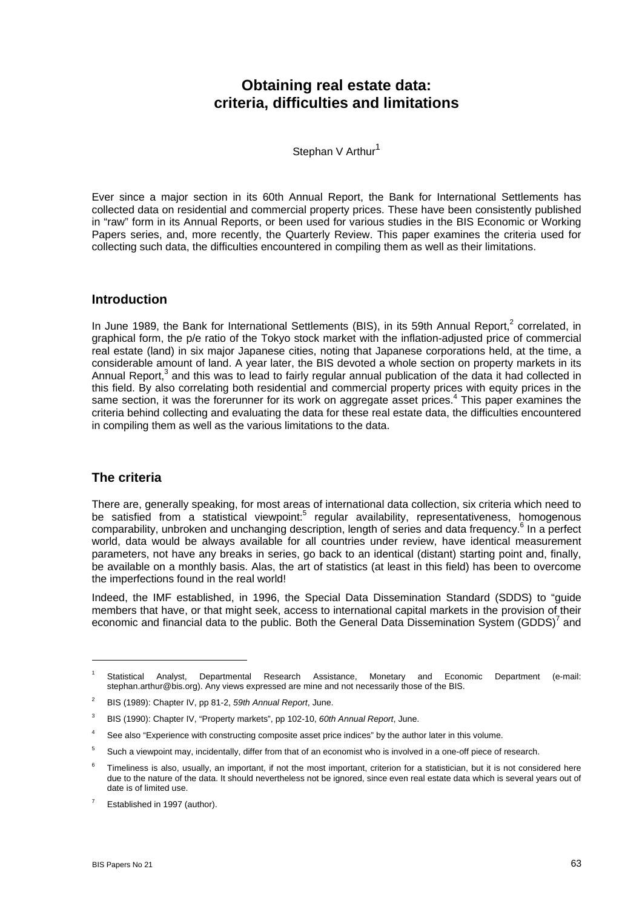# Obtaining real estate data: criteria, difficulties and limitations

Stephan V Arthur[1]

Ever since a major section in its 60th Annual Report, the Bank for International Settlements has collected data on residential and commercial property prices. These have been consistently published in "raw" form in its Annual Reports, or been used for various studies in the BIS Economic or Working Papers series, and, more recently, the Quarterly Review. This paper examines the criteria used for collecting such data, the difficulties encountered in compiling them as well as their limitations.

## Introduction

In June 1989, the Bank for International Settlements (BIS), in its 59th Annual Report,[2] correlated, in graphical form, the p/e ratio of the Tokyo stock market with the inflation-adjusted price of commercial real estate (land) in six major Japanese cities, noting that Japanese corporations held, at the time, a considerable amount of land. A year later, the BIS devoted a whole section on property markets in its Annual Report,[3] and this was to lead to fairly regular annual publication of the data it had collected in this field. By also correlating both residential and commercial property prices with equity prices in the same section, it was the forerunner for its work on aggregate asset prices.[4] This paper examines the criteria behind collecting and evaluating the data for these real estate data, the difficulties encountered in compiling them as well as the various limitations to the data.

## The criteria

There are, generally speaking, for most areas of international data collection, six criteria which need to be satisfied from a statistical viewpoint:[5] regular availability, representativeness, homogenous comparability, unbroken and unchanging description, length of series and data frequency.[6] In a perfect world, data would be always available for all countries under review, have identical measurement parameters, not have any breaks in series, go back to an identical (distant) starting point and, finally, be available on a monthly basis. Alas, the art of statistics (at least in this field) has been to overcome the imperfections found in the real world!

Indeed, the IMF established, in 1996, the Special Data Dissemination Standard (SDDS) to "guide members that have, or that might seek, access to international capital markets in the provision of their economic and financial data to the public. Both the General Data Dissemination System (GDDS)[7] and

---

[1] Statistical Analyst, Departmental Research Assistance, Monetary and Economic Department (e-mail: stephan.arthur@bis.org). Any views expressed are mine and not necessarily those of the BIS.

[2] BIS (1989): Chapter IV, pp 81-2, *59th Annual Report*, June.

[3] BIS (1990): Chapter IV, "Property markets", pp 102-10, *60th Annual Report*, June.

[4] See also "Experience with constructing composite asset price indices" by the author later in this volume.

[5] Such a viewpoint may, incidentally, differ from that of an economist who is involved in a one-off piece of research.

[6] Timeliness is also, usually, an important, if not the most important, criterion for a statistician, but it is not considered here due to the nature of the data. It should nevertheless not be ignored, since even real estate data which is several years out of date is of limited use.

[7] Established in 1997 (author).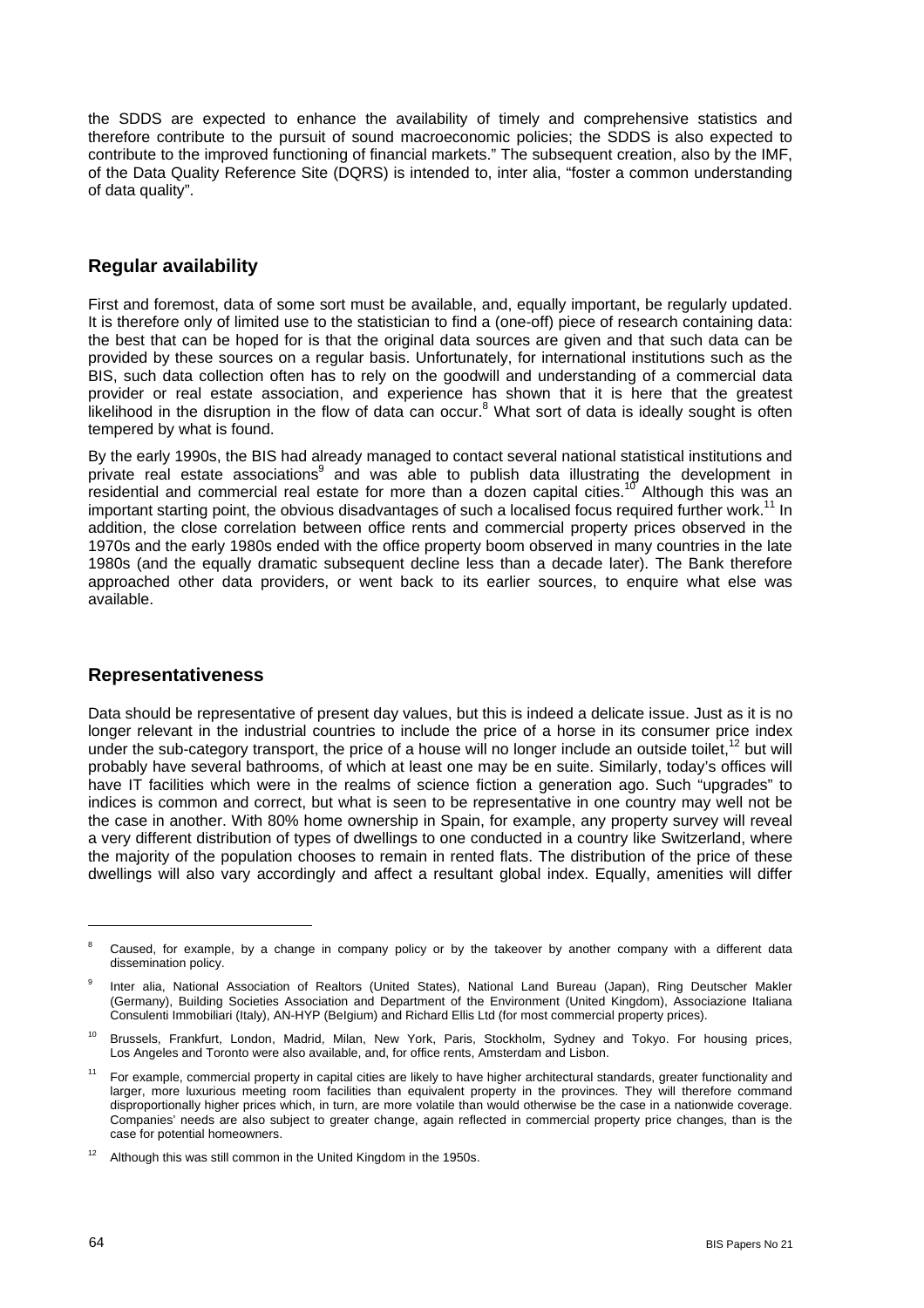the SDDS are expected to enhance the availability of timely and comprehensive statistics and therefore contribute to the pursuit of sound macroeconomic policies; the SDDS is also expected to contribute to the improved functioning of financial markets." The subsequent creation, also by the IMF, of the Data Quality Reference Site (DQRS) is intended to, inter alia, "foster a common understanding of data quality".

## Regular availability

First and foremost, data of some sort must be available, and, equally important, be regularly updated. It is therefore only of limited use to the statistician to find a (one-off) piece of research containing data: the best that can be hoped for is that the original data sources are given and that such data can be provided by these sources on a regular basis. Unfortunately, for international institutions such as the BIS, such data collection often has to rely on the goodwill and understanding of a commercial data provider or real estate association, and experience has shown that it is here that the greatest likelihood in the disruption in the flow of data can occur.[8] What sort of data is ideally sought is often tempered by what is found.

By the early 1990s, the BIS had already managed to contact several national statistical institutions and private real estate associations[9] and was able to publish data illustrating the development in residential and commercial real estate for more than a dozen capital cities.[10] Although this was an important starting point, the obvious disadvantages of such a localised focus required further work.[11] In addition, the close correlation between office rents and commercial property prices observed in the 1970s and the early 1980s ended with the office property boom observed in many countries in the late 1980s (and the equally dramatic subsequent decline less than a decade later). The Bank therefore approached other data providers, or went back to its earlier sources, to enquire what else was available.

## Representativeness

Data should be representative of present day values, but this is indeed a delicate issue. Just as it is no longer relevant in the industrial countries to include the price of a horse in its consumer price index under the sub-category transport, the price of a house will no longer include an outside toilet,[12] but will probably have several bathrooms, of which at least one may be en suite. Similarly, today's offices will have IT facilities which were in the realms of science fiction a generation ago. Such "upgrades" to indices is common and correct, but what is seen to be representative in one country may well not be the case in another. With 80% home ownership in Spain, for example, any property survey will reveal a very different distribution of types of dwellings to one conducted in a country like Switzerland, where the majority of the population chooses to remain in rented flats. The distribution of the price of these dwellings will also vary accordingly and affect a resultant global index. Equally, amenities will differ

---

[8] Caused, for example, by a change in company policy or by the takeover by another company with a different data dissemination policy.

[9] Inter alia, National Association of Realtors (United States), National Land Bureau (Japan), Ring Deutscher Makler (Germany), Building Societies Association and Department of the Environment (United Kingdom), Associazione Italiana Consulenti Immobiliari (Italy), AN-HYP (Belgium) and Richard Ellis Ltd (for most commercial property prices).

[10] Brussels, Frankfurt, London, Madrid, Milan, New York, Paris, Stockholm, Sydney and Tokyo. For housing prices, Los Angeles and Toronto were also available, and, for office rents, Amsterdam and Lisbon.

[11] For example, commercial property in capital cities are likely to have higher architectural standards, greater functionality and larger, more luxurious meeting room facilities than equivalent property in the provinces. They will therefore command disproportionally higher prices which, in turn, are more volatile than would otherwise be the case in a nationwide coverage. Companies' needs are also subject to greater change, again reflected in commercial property price changes, than is the case for potential homeowners.

[12] Although this was still common in the United Kingdom in the 1950s.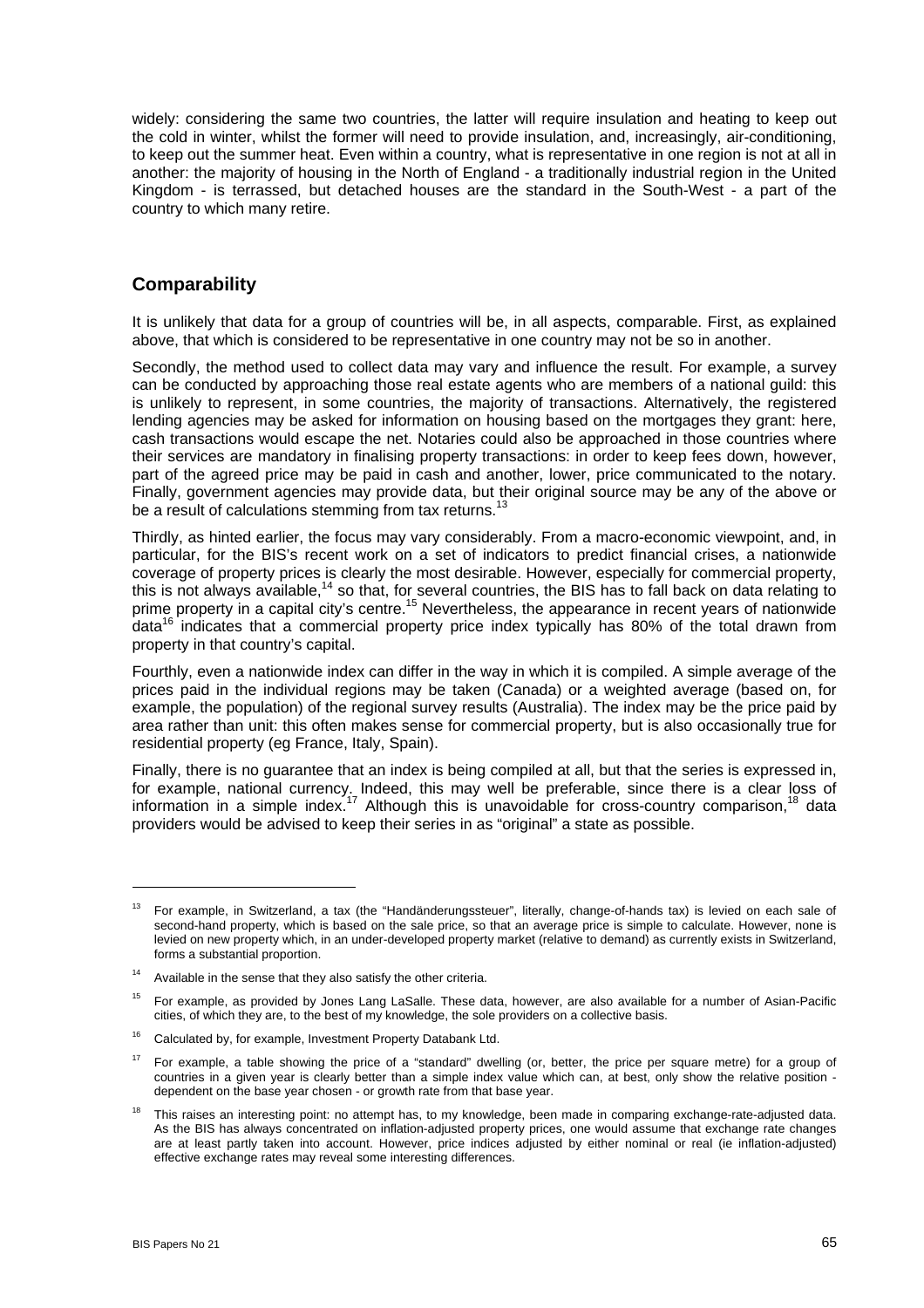widely: considering the same two countries, the latter will require insulation and heating to keep out the cold in winter, whilst the former will need to provide insulation, and, increasingly, air-conditioning, to keep out the summer heat. Even within a country, what is representative in one region is not at all in another: the majority of housing in the North of England - a traditionally industrial region in the United Kingdom - is terrassed, but detached houses are the standard in the South-West - a part of the country to which many retire.

## Comparability

It is unlikely that data for a group of countries will be, in all aspects, comparable. First, as explained above, that which is considered to be representative in one country may not be so in another.

Secondly, the method used to collect data may vary and influence the result. For example, a survey can be conducted by approaching those real estate agents who are members of a national guild: this is unlikely to represent, in some countries, the majority of transactions. Alternatively, the registered lending agencies may be asked for information on housing based on the mortgages they grant: here, cash transactions would escape the net. Notaries could also be approached in those countries where their services are mandatory in finalising property transactions: in order to keep fees down, however, part of the agreed price may be paid in cash and another, lower, price communicated to the notary. Finally, government agencies may provide data, but their original source may be any of the above or be a result of calculations stemming from tax returns.[13]

Thirdly, as hinted earlier, the focus may vary considerably. From a macro-economic viewpoint, and, in particular, for the BIS's recent work on a set of indicators to predict financial crises, a nationwide coverage of property prices is clearly the most desirable. However, especially for commercial property, this is not always available,[14] so that, for several countries, the BIS has to fall back on data relating to prime property in a capital city's centre.[15] Nevertheless, the appearance in recent years of nationwide data[16] indicates that a commercial property price index typically has 80% of the total drawn from property in that country's capital.

Fourthly, even a nationwide index can differ in the way in which it is compiled. A simple average of the prices paid in the individual regions may be taken (Canada) or a weighted average (based on, for example, the population) of the regional survey results (Australia). The index may be the price paid by area rather than unit: this often makes sense for commercial property, but is also occasionally true for residential property (eg France, Italy, Spain).

Finally, there is no guarantee that an index is being compiled at all, but that the series is expressed in, for example, national currency. Indeed, this may well be preferable, since there is a clear loss of information in a simple index.[17] Although this is unavoidable for cross-country comparison,[18] data providers would be advised to keep their series in as "original" a state as possible.

---

[13] For example, in Switzerland, a tax (the "Handänderungssteuer", literally, change-of-hands tax) is levied on each sale of second-hand property, which is based on the sale price, so that an average price is simple to calculate. However, none is levied on new property which, in an under-developed property market (relative to demand) as currently exists in Switzerland, forms a substantial proportion.

[14] Available in the sense that they also satisfy the other criteria.

[15] For example, as provided by Jones Lang LaSalle. These data, however, are also available for a number of Asian-Pacific cities, of which they are, to the best of my knowledge, the sole providers on a collective basis.

[16] Calculated by, for example, Investment Property Databank Ltd.

[17] For example, a table showing the price of a "standard" dwelling (or, better, the price per square metre) for a group of countries in a given year is clearly better than a simple index value which can, at best, only show the relative position - dependent on the base year chosen - or growth rate from that base year.

[18] This raises an interesting point: no attempt has, to my knowledge, been made in comparing exchange-rate-adjusted data. As the BIS has always concentrated on inflation-adjusted property prices, one would assume that exchange rate changes are at least partly taken into account. However, price indices adjusted by either nominal or real (ie inflation-adjusted) effective exchange rates may reveal some interesting differences.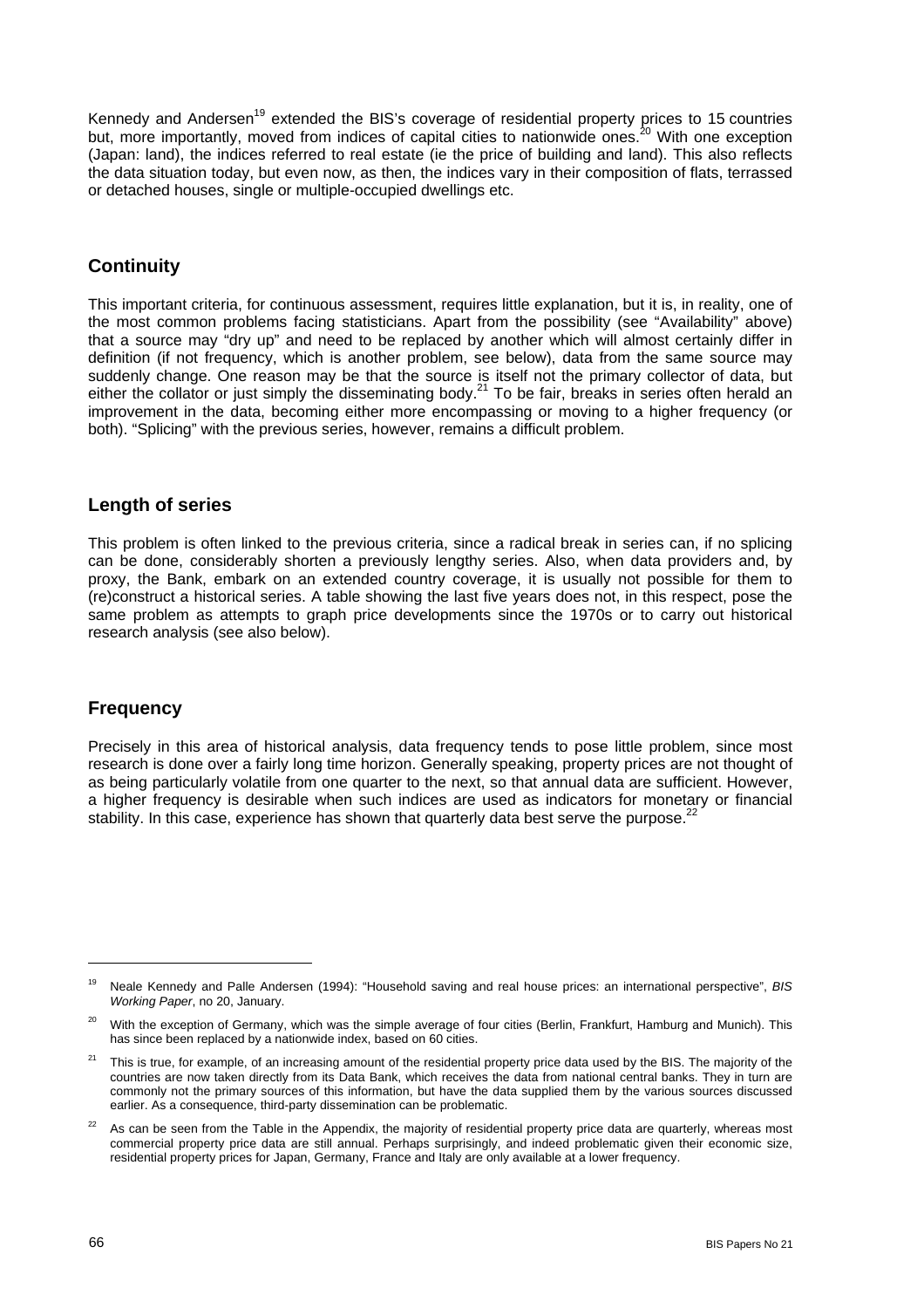Kennedy and Andersen[19] extended the BIS's coverage of residential property prices to 15 countries but, more importantly, moved from indices of capital cities to nationwide ones.[20] With one exception (Japan: land), the indices referred to real estate (ie the price of building and land). This also reflects the data situation today, but even now, as then, the indices vary in their composition of flats, terrassed or detached houses, single or multiple-occupied dwellings etc.

## Continuity

This important criteria, for continuous assessment, requires little explanation, but it is, in reality, one of the most common problems facing statisticians. Apart from the possibility (see "Availability" above) that a source may "dry up" and need to be replaced by another which will almost certainly differ in definition (if not frequency, which is another problem, see below), data from the same source may suddenly change. One reason may be that the source is itself not the primary collector of data, but either the collator or just simply the disseminating body.[21] To be fair, breaks in series often herald an improvement in the data, becoming either more encompassing or moving to a higher frequency (or both). "Splicing" with the previous series, however, remains a difficult problem.

## Length of series

This problem is often linked to the previous criteria, since a radical break in series can, if no splicing can be done, considerably shorten a previously lengthy series. Also, when data providers and, by proxy, the Bank, embark on an extended country coverage, it is usually not possible for them to (re)construct a historical series. A table showing the last five years does not, in this respect, pose the same problem as attempts to graph price developments since the 1970s or to carry out historical research analysis (see also below).

## Frequency

Precisely in this area of historical analysis, data frequency tends to pose little problem, since most research is done over a fairly long time horizon. Generally speaking, property prices are not thought of as being particularly volatile from one quarter to the next, so that annual data are sufficient. However, a higher frequency is desirable when such indices are used as indicators for monetary or financial stability. In this case, experience has shown that quarterly data best serve the purpose.[22]

---

[19] Neale Kennedy and Palle Andersen (1994): "Household saving and real house prices: an international perspective", *BIS Working Paper*, no 20, January.

[20] With the exception of Germany, which was the simple average of four cities (Berlin, Frankfurt, Hamburg and Munich). This has since been replaced by a nationwide index, based on 60 cities.

[21] This is true, for example, of an increasing amount of the residential property price data used by the BIS. The majority of the countries are now taken directly from its Data Bank, which receives the data from national central banks. They in turn are commonly not the primary sources of this information, but have the data supplied them by the various sources discussed earlier. As a consequence, third-party dissemination can be problematic.

[22] As can be seen from the Table in the Appendix, the majority of residential property price data are quarterly, whereas most commercial property price data are still annual. Perhaps surprisingly, and indeed problematic given their economic size, residential property prices for Japan, Germany, France and Italy are only available at a lower frequency.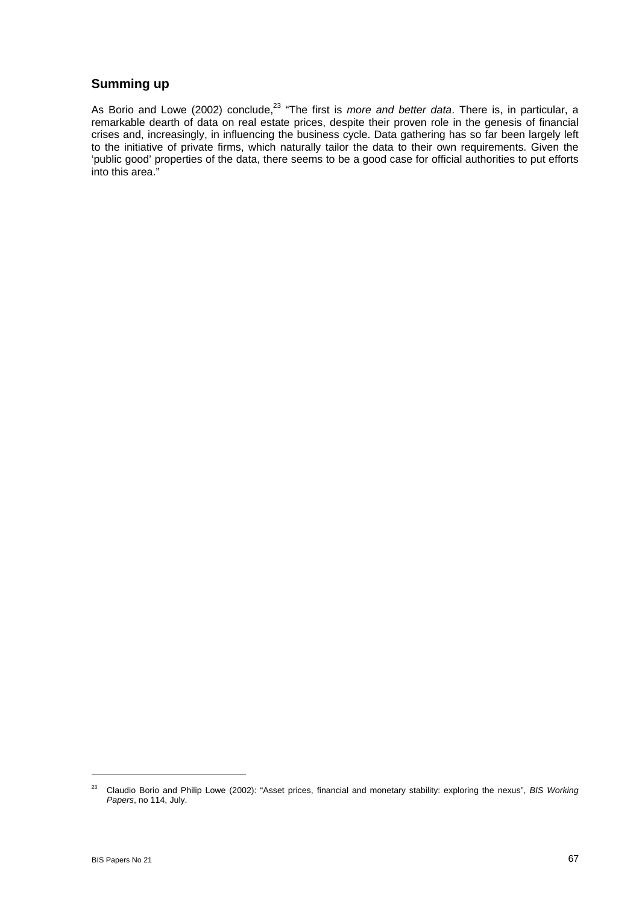## Summing up

As Borio and Lowe (2002) conclude,[23] "The first is *more and better data*. There is, in particular, a remarkable dearth of data on real estate prices, despite their proven role in the genesis of financial crises and, increasingly, in influencing the business cycle. Data gathering has so far been largely left to the initiative of private firms, which naturally tailor the data to their own requirements. Given the 'public good' properties of the data, there seems to be a good case for official authorities to put efforts into this area."

---

[23] Claudio Borio and Philip Lowe (2002): "Asset prices, financial and monetary stability: exploring the nexus", *BIS Working Papers*, no 114, July.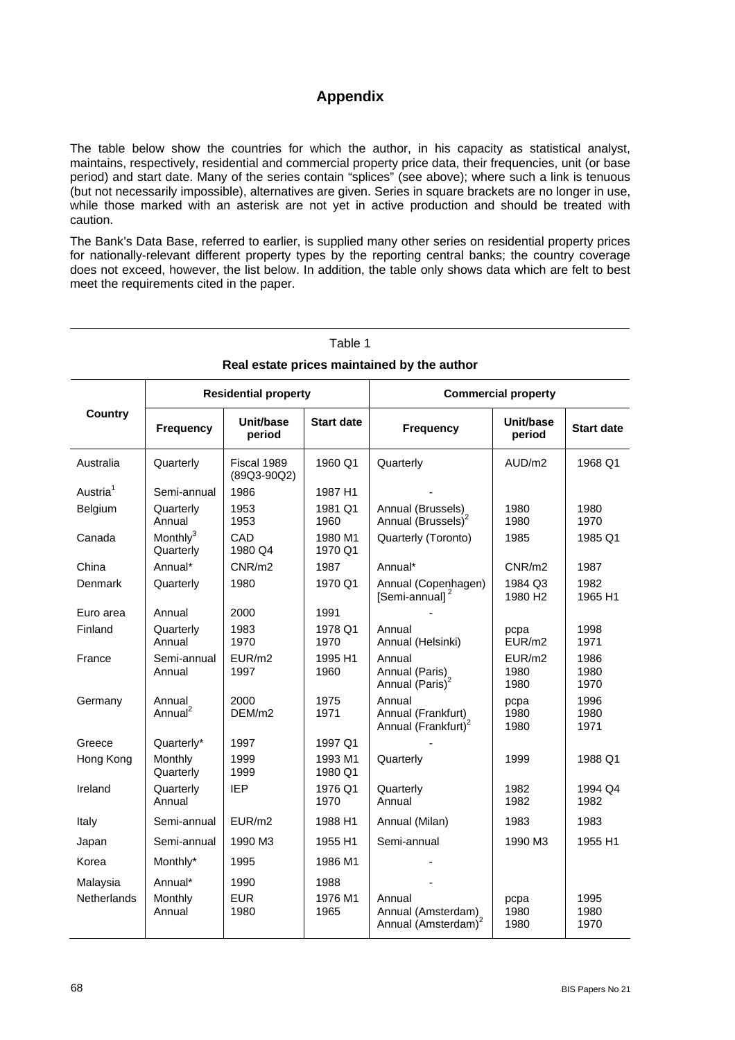## Appendix

The table below show the countries for which the author, in his capacity as statistical analyst, maintains, respectively, residential and commercial property price data, their frequencies, unit (or base period) and start date. Many of the series contain "splices" (see above); where such a link is tenuous (but not necessarily impossible), alternatives are given. Series in square brackets are no longer in use, while those marked with an asterisk are not yet in active production and should be treated with caution.

The Bank's Data Base, referred to earlier, is supplied many other series on residential property prices for nationally-relevant different property types by the reporting central banks; the country coverage does not exceed, however, the list below. In addition, the table only shows data which are felt to best meet the requirements cited in the paper.

Table 1

**Real estate prices maintained by the author**

| Country | Residential property | | | Commercial property | | |
|---|---|---|---|---|---|---|
| | Frequency | Unit/base period | Start date | Frequency | Unit/base period | Start date |
| Australia | Quarterly | Fiscal 1989 (89Q3-90Q2) | 1960 Q1 | Quarterly | AUD/m2 | 1968 Q1 |
| Austria[1] | Semi-annual | 1986 | 1987 H1 | - | | |
| Belgium | Quarterly<br>Annual | 1953<br>1953 | 1981 Q1<br>1960 | Annual (Brussels)<br>Annual (Brussels)[2] | 1980<br>1980 | 1980<br>1970 |
| Canada | Monthly[3]<br>Quarterly | CAD<br>1980 Q4 | 1980 M1<br>1970 Q1 | Quarterly (Toronto) | 1985 | 1985 Q1 |
| China | Annual* | CNR/m2 | 1987 | Annual* | CNR/m2 | 1987 |
| Denmark | Quarterly | 1980 | 1970 Q1 | Annual (Copenhagen)<br>[Semi-annual] [2] | 1984 Q3<br>1980 H2 | 1982<br>1965 H1 |
| Euro area | Annual | 2000 | 1991 | - | | |
| Finland | Quarterly<br>Annual | 1983<br>1970 | 1978 Q1<br>1970 | Annual<br>Annual (Helsinki) | pcpa<br>EUR/m2 | 1998<br>1971 |
| France | Semi-annual<br>Annual | EUR/m2<br>1997 | 1995 H1<br>1960 | Annual<br>Annual (Paris)<br>Annual (Paris)[2] | EUR/m2<br>1980<br>1980 | 1986<br>1980<br>1970 |
| Germany | Annual<br>Annual[2] | 2000<br>DEM/m2 | 1975<br>1971 | Annual<br>Annual (Frankfurt)<br>Annual (Frankfurt)[2] | pcpa<br>1980<br>1980 | 1996<br>1980<br>1971 |
| Greece | Quarterly* | 1997 | 1997 Q1 | - | | |
| Hong Kong | Monthly<br>Quarterly | 1999<br>1999 | 1993 M1<br>1980 Q1 | Quarterly | 1999 | 1988 Q1 |
| Ireland | Quarterly<br>Annual | IEP | 1976 Q1<br>1970 | Quarterly<br>Annual | 1982<br>1982 | 1994 Q4<br>1982 |
| Italy | Semi-annual | EUR/m2 | 1988 H1 | Annual (Milan) | 1983 | 1983 |
| Japan | Semi-annual | 1990 M3 | 1955 H1 | Semi-annual | 1990 M3 | 1955 H1 |
| Korea | Monthly* | 1995 | 1986 M1 | - | | |
| Malaysia | Annual* | 1990 | 1988 | - | | |
| Netherlands | Monthly<br>Annual | EUR<br>1980 | 1976 M1<br>1965 | Annual<br>Annual (Amsterdam)<br>Annual (Amsterdam)[2] | pcpa<br>1980<br>1980 | 1995<br>1980<br>1970 |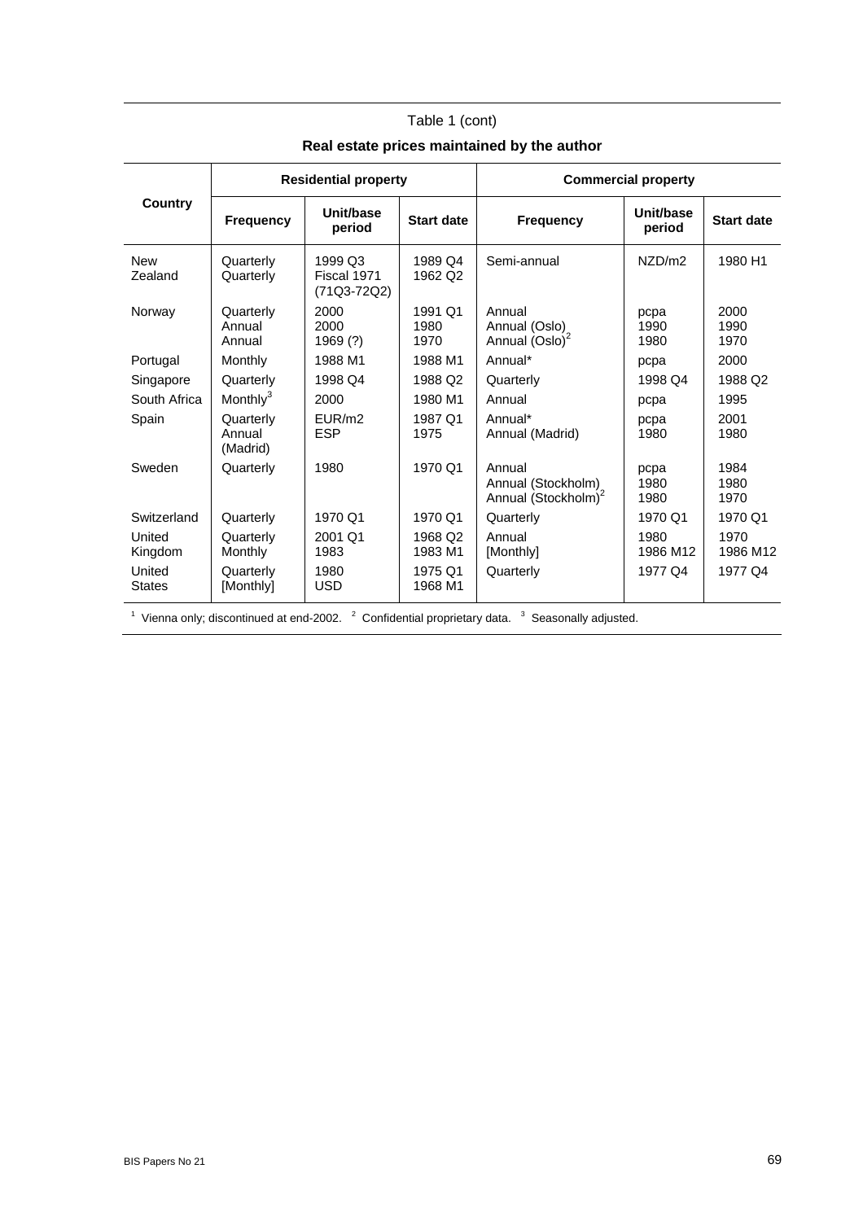Table 1 (cont)

**Real estate prices maintained by the author**

| Country | Residential property | | | Commercial property | | |
|---|---|---|---|---|---|---|
| | Frequency | Unit/base period | Start date | Frequency | Unit/base period | Start date |
| New Zealand | Quarterly<br>Quarterly | 1999 Q3<br>Fiscal 1971 (71Q3-72Q2) | 1989 Q4<br>1962 Q2 | Semi-annual | NZD/m2 | 1980 H1 |
| Norway | Quarterly<br>Annual<br>Annual | 2000<br>2000<br>1969 (?) | 1991 Q1<br>1980<br>1970 | Annual<br>Annual (Oslo)<br>Annual (Oslo)[2] | pcpa<br>1990<br>1980 | 2000<br>1990<br>1970 |
| Portugal | Monthly | 1988 M1 | 1988 M1 | Annual* | pcpa | 2000 |
| Singapore | Quarterly | 1998 Q4 | 1988 Q2 | Quarterly | 1998 Q4 | 1988 Q2 |
| South Africa | Monthly[3] | 2000 | 1980 M1 | Annual | pcpa | 1995 |
| Spain | Quarterly<br>Annual (Madrid) | EUR/m2<br>ESP | 1987 Q1<br>1975 | Annual*<br>Annual (Madrid) | pcpa<br>1980 | 2001<br>1980 |
| Sweden | Quarterly | 1980 | 1970 Q1 | Annual<br>Annual (Stockholm)<br>Annual (Stockholm)[2] | pcpa<br>1980<br>1980 | 1984<br>1980<br>1970 |
| Switzerland | Quarterly | 1970 Q1 | 1970 Q1 | Quarterly | 1970 Q1 | 1970 Q1 |
| United Kingdom | Quarterly<br>Monthly | 2001 Q1<br>1983 | 1968 Q2<br>1983 M1 | Annual<br>[Monthly] | 1980<br>1986 M12 | 1970<br>1986 M12 |
| United States | Quarterly<br>[Monthly] | 1980<br>USD | 1975 Q1<br>1968 M1 | Quarterly | 1977 Q4 | 1977 Q4 |

[1] Vienna only; discontinued at end-2002. [2] Confidential proprietary data. [3] Seasonally adjusted.